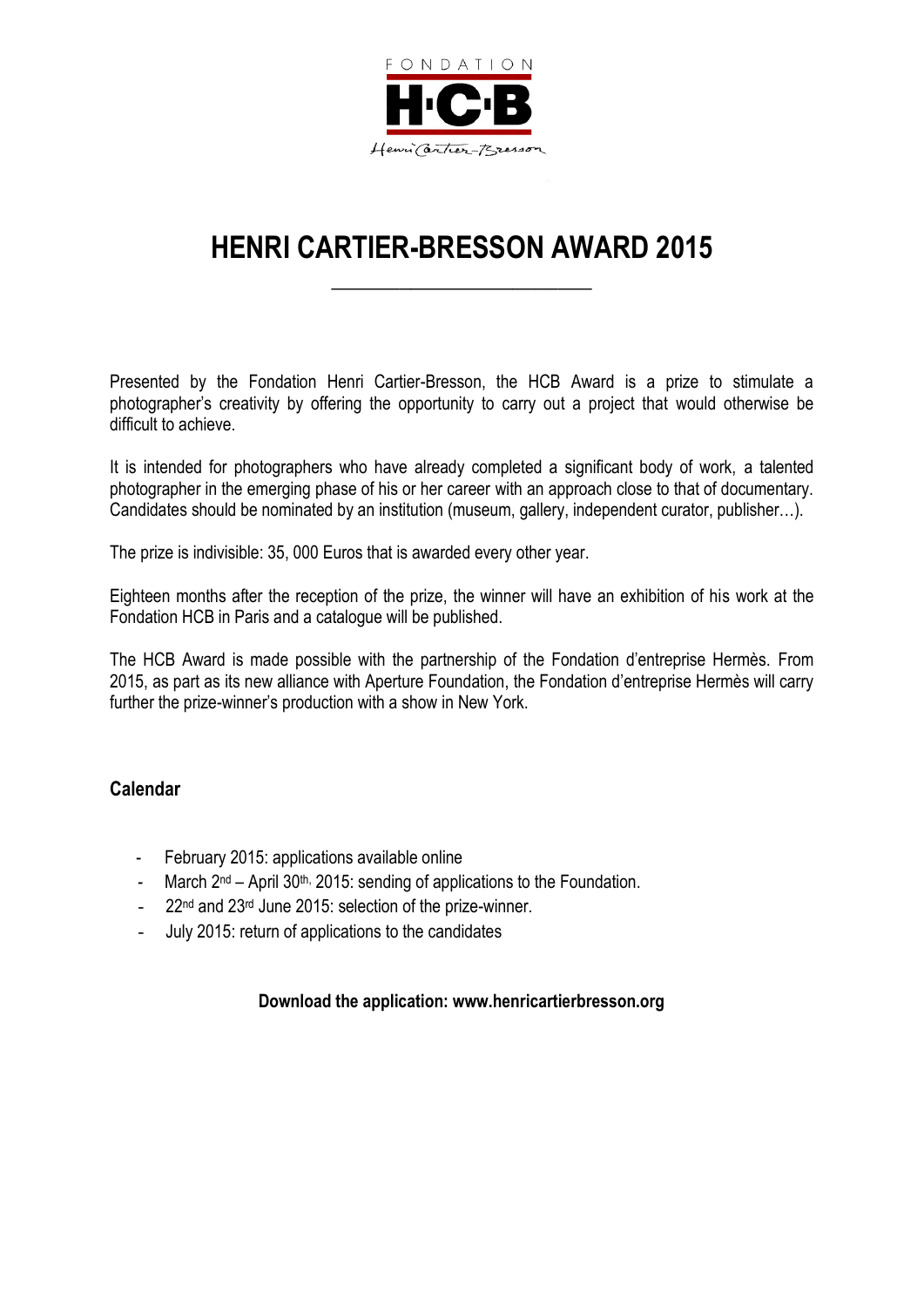FONDATION

# HENRI CARTIER-BRESSON AWARD 2015

Presented by the Fondation Henri Cartier-Bresson, the HCB Award is a prize to stimulate a photographer's creativity by offering the opportunity to carry out a project that would otherwise be difficult to achieve.

It is intended for photographers who have already completed a significant body of work, a talented photographer in the emerging phase of his or her career with an approach close to that of documentary. Candidates should be nominated by an institution (museum, gallery, independent curator, publisher…).

The prize is indivisible: 35, 000 Euros that is awarded every other year.

Eighteen months after the reception of the prize, the winner will have an exhibition of his work at the Fondation HCB in Paris and a catalogue will be published.

The HCB Award is made possible with the partnership of the Fondation d'entreprise Hermès. From 2015, as part as its new alliance with Aperture Foundation, the Fondation d'entreprise Hermès will carry further the prize-winner's production with a show in New York.

## Calendar

- February 2015: applications available online
- March 2nd – April 30th, 2015: sending of applications to the Foundation.
- 22nd and 23rd June 2015: selection of the prize-winner.
- July 2015: return of applications to the candidates

**Download the application: www.henricartierbresson.org**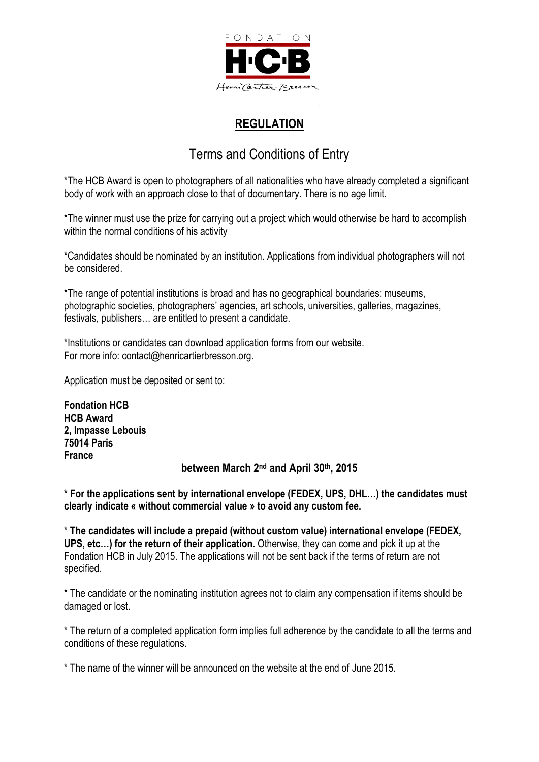FONDATION

H·C·B

Henri Cartier-Bresson

## REGULATION

# Terms and Conditions of Entry

*The HCB Award is open to photographers of all nationalities who have already completed a significant body of work with an approach close to that of documentary. There is no age limit.

*The winner must use the prize for carrying out a project which would otherwise be hard to accomplish within the normal conditions of his activity

*Candidates should be nominated by an institution. Applications from individual photographers will not be considered.

*The range of potential institutions is broad and has no geographical boundaries: museums, photographic societies, photographers' agencies, art schools, universities, galleries, magazines, festivals, publishers… are entitled to present a candidate.

*Institutions or candidates can download application forms from our website.
For more info: contact@henricartierbresson.org.

Application must be deposited or sent to:

**Fondation HCB**
**HCB Award**
**2, Impasse Lebouis**
**75014 Paris**
**France**

**between March 2nd and April 30th, 2015**

**\* For the applications sent by international envelope (FEDEX, UPS, DHL…) the candidates must clearly indicate « without commercial value » to avoid any custom fee.**

\* **The candidates will include a prepaid (without custom value) international envelope (FEDEX, UPS, etc…) for the return of their application.** Otherwise, they can come and pick it up at the Fondation HCB in July 2015. The applications will not be sent back if the terms of return are not specified.

\* The candidate or the nominating institution agrees not to claim any compensation if items should be damaged or lost.

\* The return of a completed application form implies full adherence by the candidate to all the terms and conditions of these regulations.

\* The name of the winner will be announced on the website at the end of June 2015.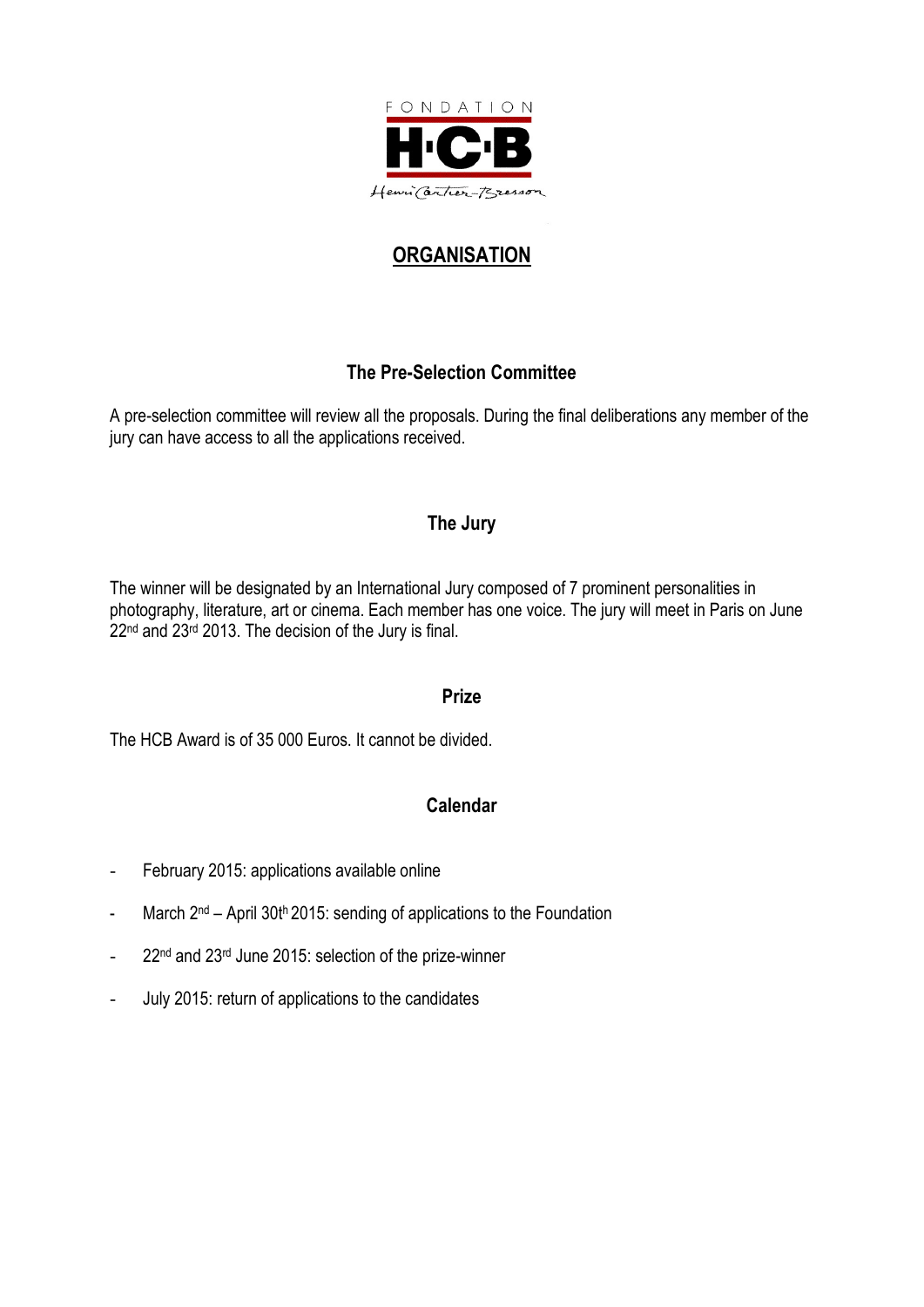FONDATION

H·C·B

Henri Cartier-Bresson

# ORGANISATION

## The Pre-Selection Committee

A pre-selection committee will review all the proposals. During the final deliberations any member of the jury can have access to all the applications received.

## The Jury

The winner will be designated by an International Jury composed of 7 prominent personalities in photography, literature, art or cinema. Each member has one voice. The jury will meet in Paris on June 22nd and 23rd 2013. The decision of the Jury is final.

## Prize

The HCB Award is of 35 000 Euros. It cannot be divided.

## Calendar

- February 2015: applications available online
- March 2nd – April 30th 2015: sending of applications to the Foundation
- 22nd and 23rd June 2015: selection of the prize-winner
- July 2015: return of applications to the candidates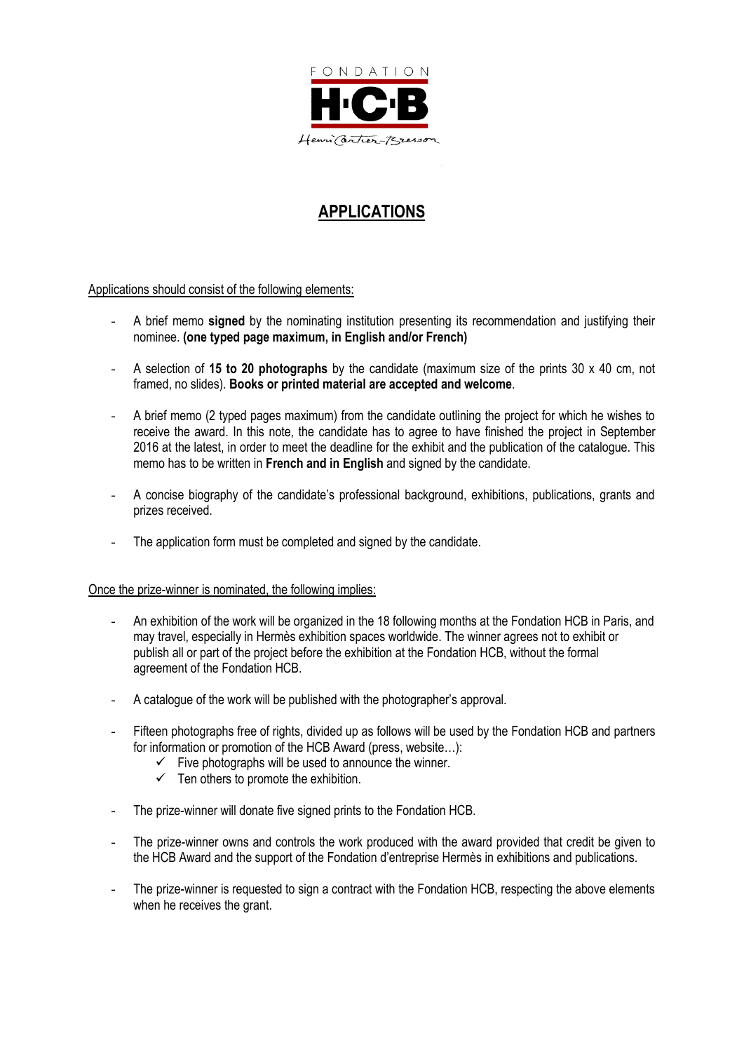FONDATION

H·C·B

Henri Cartier-Bresson

# APPLICATIONS

Applications should consist of the following elements:

- A brief memo **signed** by the nominating institution presenting its recommendation and justifying their nominee. **(one typed page maximum, in English and/or French)**
- A selection of **15 to 20 photographs** by the candidate (maximum size of the prints 30 x 40 cm, not framed, no slides). **Books or printed material are accepted and welcome**.
- A brief memo (2 typed pages maximum) from the candidate outlining the project for which he wishes to receive the award. In this note, the candidate has to agree to have finished the project in September 2016 at the latest, in order to meet the deadline for the exhibit and the publication of the catalogue. This memo has to be written in **French and in English** and signed by the candidate.
- A concise biography of the candidate's professional background, exhibitions, publications, grants and prizes received.
- The application form must be completed and signed by the candidate.

Once the prize-winner is nominated, the following implies:

- An exhibition of the work will be organized in the 18 following months at the Fondation HCB in Paris, and may travel, especially in Hermès exhibition spaces worldwide. The winner agrees not to exhibit or publish all or part of the project before the exhibition at the Fondation HCB, without the formal agreement of the Fondation HCB.
- A catalogue of the work will be published with the photographer's approval.
- Fifteen photographs free of rights, divided up as follows will be used by the Fondation HCB and partners for information or promotion of the HCB Award (press, website…):
  - ✓ Five photographs will be used to announce the winner.
  - ✓ Ten others to promote the exhibition.
- The prize-winner will donate five signed prints to the Fondation HCB.
- The prize-winner owns and controls the work produced with the award provided that credit be given to the HCB Award and the support of the Fondation d'entreprise Hermès in exhibitions and publications.
- The prize-winner is requested to sign a contract with the Fondation HCB, respecting the above elements when he receives the grant.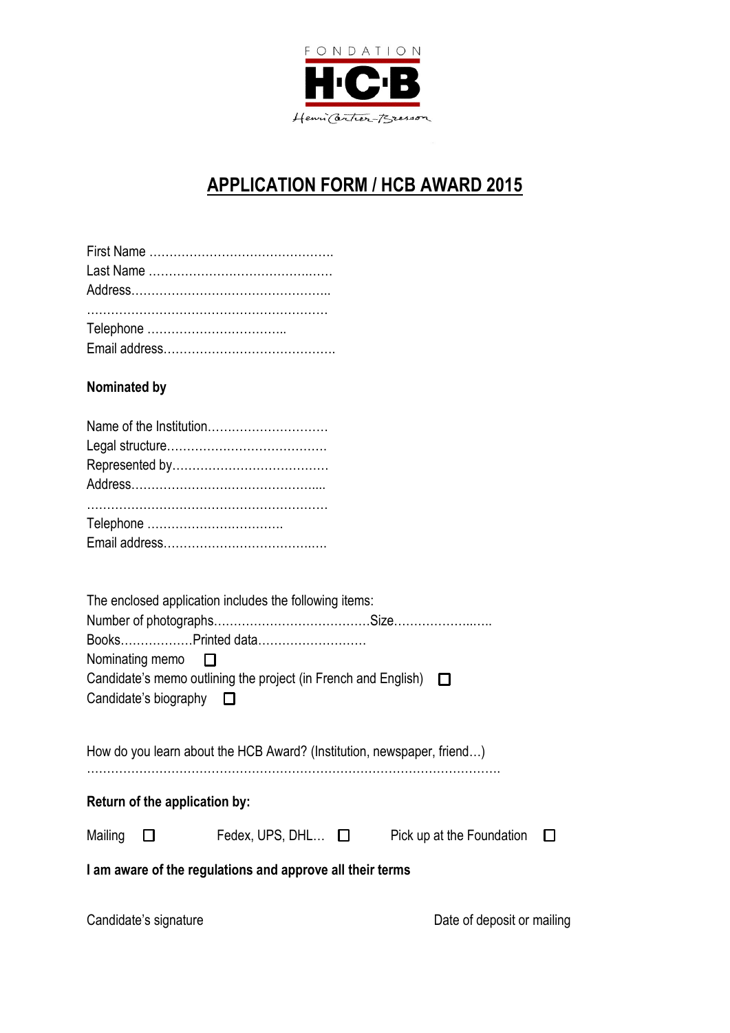FONDATION

H·C·B

Henri Cartier-Bresson

# APPLICATION FORM / HCB AWARD 2015

First Name ……………………………………….
Last Name ……………………………………….
Address…………………………………………..
……………………………………………………
Telephone ……………………………..
Email address…………………………………….

**Nominated by**

Name of the Institution…………………………
Legal structure…………………………………
Represented by…………………………………
Address…………………………………………..
……………………………………………………
Telephone ……………………………..
Email address…………………………………..

The enclosed application includes the following items:
Number of photographs…………………………………Size…………………….
Books………………Printed data………………………
Nominating memo ☐
Candidate's memo outlining the project (in French and English) ☐
Candidate's biography ☐

How do you learn about the HCB Award? (Institution, newspaper, friend…)
……………………………………………………………………………………………

**Return of the application by:**

Mailing ☐ Fedex, UPS, DHL… ☐ Pick up at the Foundation ☐

**I am aware of the regulations and approve all their terms**

Candidate's signature

Date of deposit or mailing